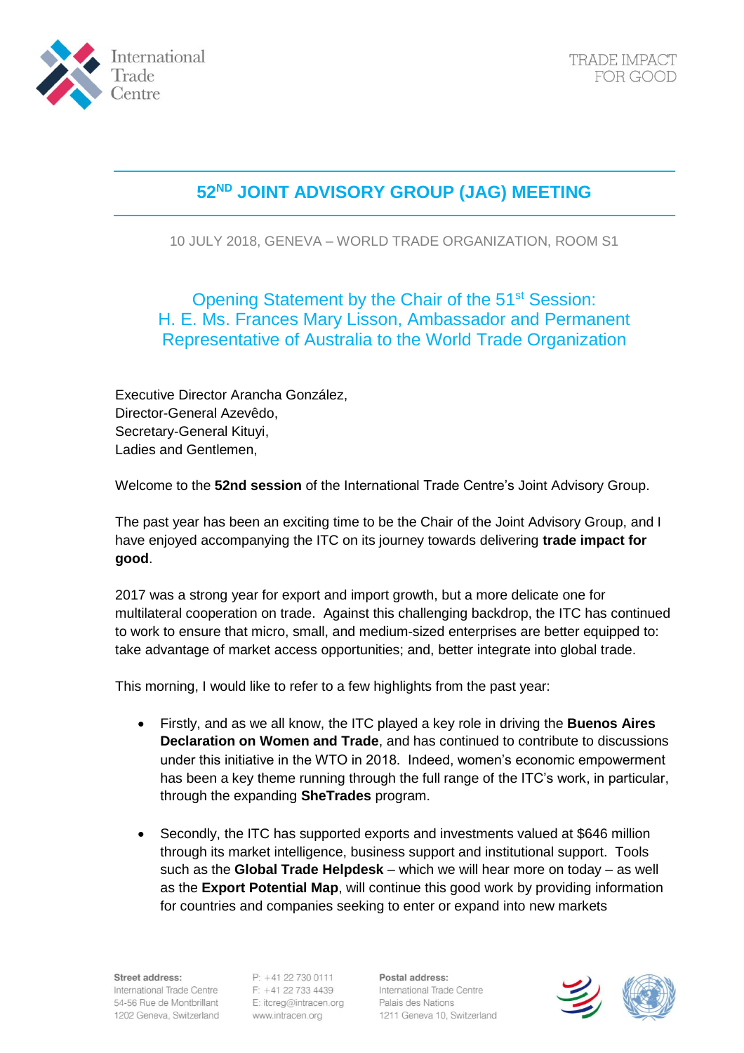# 52ND JOINT ADVISORY GROUP (JAG) MEETING

10 JULY 2018, GENEVA – WORLD TRADE ORGANIZATION, ROOM S1

## Opening Statement by the Chair of the 51st Session: H. E. Ms. Frances Mary Lisson, Ambassador and Permanent Representative of Australia to the World Trade Organization

Executive Director Arancha González,
Director-General Azevêdo,
Secretary-General Kituyi,
Ladies and Gentlemen,

Welcome to the **52nd session** of the International Trade Centre's Joint Advisory Group.

The past year has been an exciting time to be the Chair of the Joint Advisory Group, and I have enjoyed accompanying the ITC on its journey towards delivering **trade impact for good**.

2017 was a strong year for export and import growth, but a more delicate one for multilateral cooperation on trade. Against this challenging backdrop, the ITC has continued to work to ensure that micro, small, and medium-sized enterprises are better equipped to: take advantage of market access opportunities; and, better integrate into global trade.

This morning, I would like to refer to a few highlights from the past year:

- Firstly, and as we all know, the ITC played a key role in driving the **Buenos Aires Declaration on Women and Trade**, and has continued to contribute to discussions under this initiative in the WTO in 2018. Indeed, women's economic empowerment has been a key theme running through the full range of the ITC's work, in particular, through the expanding **SheTrades** program.

- Secondly, the ITC has supported exports and investments valued at $646 million through its market intelligence, business support and institutional support. Tools such as the **Global Trade Helpdesk** – which we will hear more on today – as well as the **Export Potential Map**, will continue this good work by providing information for countries and companies seeking to enter or expand into new markets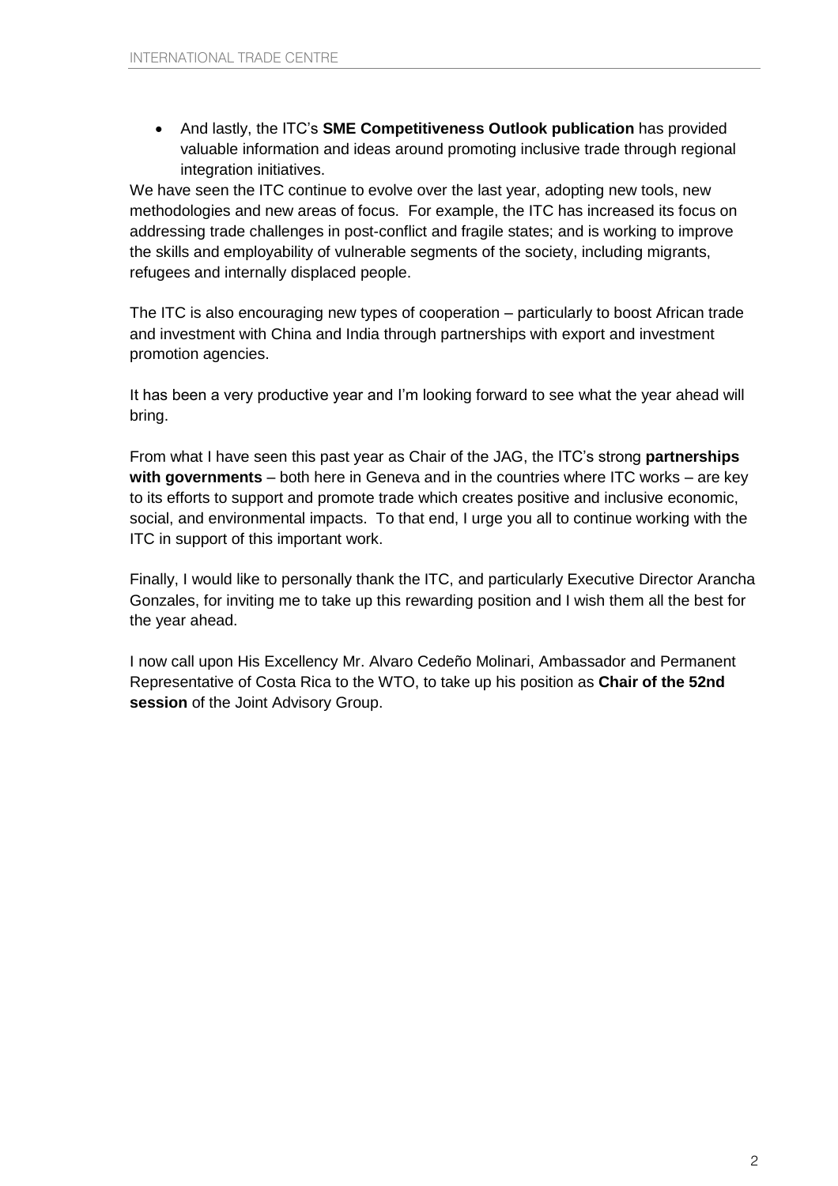- And lastly, the ITC's **SME Competitiveness Outlook publication** has provided valuable information and ideas around promoting inclusive trade through regional integration initiatives.

We have seen the ITC continue to evolve over the last year, adopting new tools, new methodologies and new areas of focus. For example, the ITC has increased its focus on addressing trade challenges in post-conflict and fragile states; and is working to improve the skills and employability of vulnerable segments of the society, including migrants, refugees and internally displaced people.

The ITC is also encouraging new types of cooperation – particularly to boost African trade and investment with China and India through partnerships with export and investment promotion agencies.

It has been a very productive year and I'm looking forward to see what the year ahead will bring.

From what I have seen this past year as Chair of the JAG, the ITC's strong **partnerships with governments** – both here in Geneva and in the countries where ITC works – are key to its efforts to support and promote trade which creates positive and inclusive economic, social, and environmental impacts. To that end, I urge you all to continue working with the ITC in support of this important work.

Finally, I would like to personally thank the ITC, and particularly Executive Director Arancha Gonzales, for inviting me to take up this rewarding position and I wish them all the best for the year ahead.

I now call upon His Excellency Mr. Alvaro Cedeño Molinari, Ambassador and Permanent Representative of Costa Rica to the WTO, to take up his position as **Chair of the 52nd session** of the Joint Advisory Group.